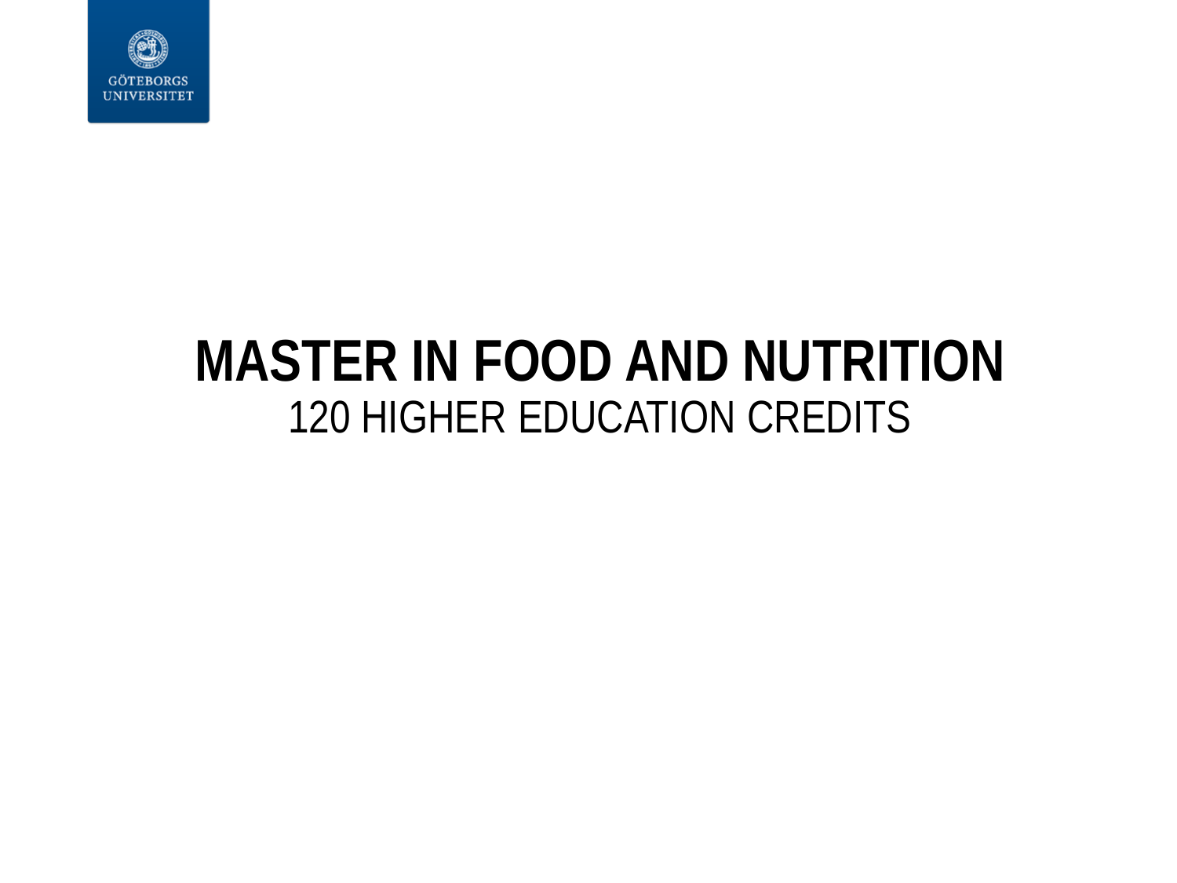# MASTER IN FOOD AND NUTRITION

120 HIGHER EDUCATION CREDITS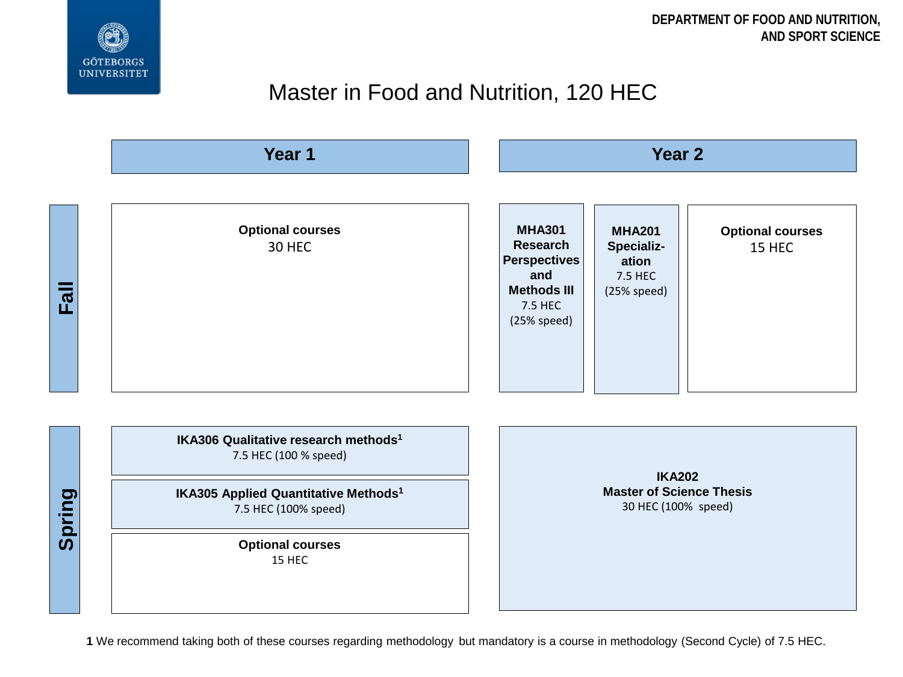DEPARTMENT OF FOOD AND NUTRITION, AND SPORT SCIENCE

# Master in Food and Nutrition, 120 HEC

| | Year 1 | Year 2 | | |
|---|---|---|---|---|
| **Fall** | **Optional courses** 30 HEC | **MHA301 Research Perspectives and Methods III** 7.5 HEC (25% speed) | **MHA201 Specialization** 7.5 HEC (25% speed) | **Optional courses** 15 HEC |
| **Spring** | **IKA306 Qualitative research methods**[1] 7.5 HEC (100 % speed) | **IKA202 Master of Science Thesis** 30 HEC (100% speed) | | |
| | **IKA305 Applied Quantitative Methods**[1] 7.5 HEC (100% speed) | | | |
| | **Optional courses** 15 HEC | | | |

**1** We recommend taking both of these courses regarding methodology but mandatory is a course in methodology (Second Cycle) of 7.5 HEC.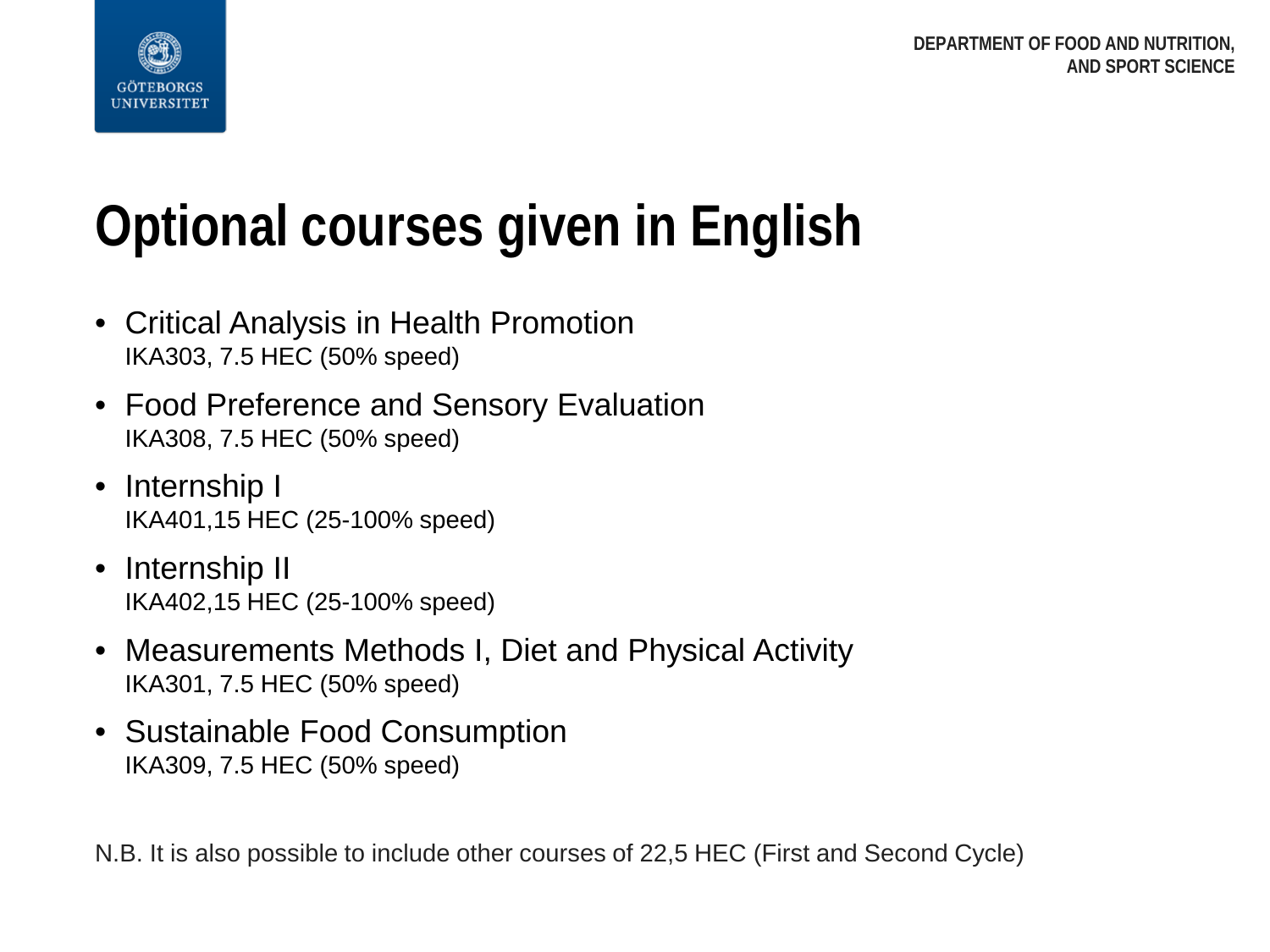# Optional courses given in English

- Critical Analysis in Health Promotion
  IKA303, 7.5 HEC (50% speed)
- Food Preference and Sensory Evaluation
  IKA308, 7.5 HEC (50% speed)
- Internship I
  IKA401,15 HEC (25-100% speed)
- Internship II
  IKA402,15 HEC (25-100% speed)
- Measurements Methods I, Diet and Physical Activity
  IKA301, 7.5 HEC (50% speed)
- Sustainable Food Consumption
  IKA309, 7.5 HEC (50% speed)

N.B. It is also possible to include other courses of 22,5 HEC (First and Second Cycle)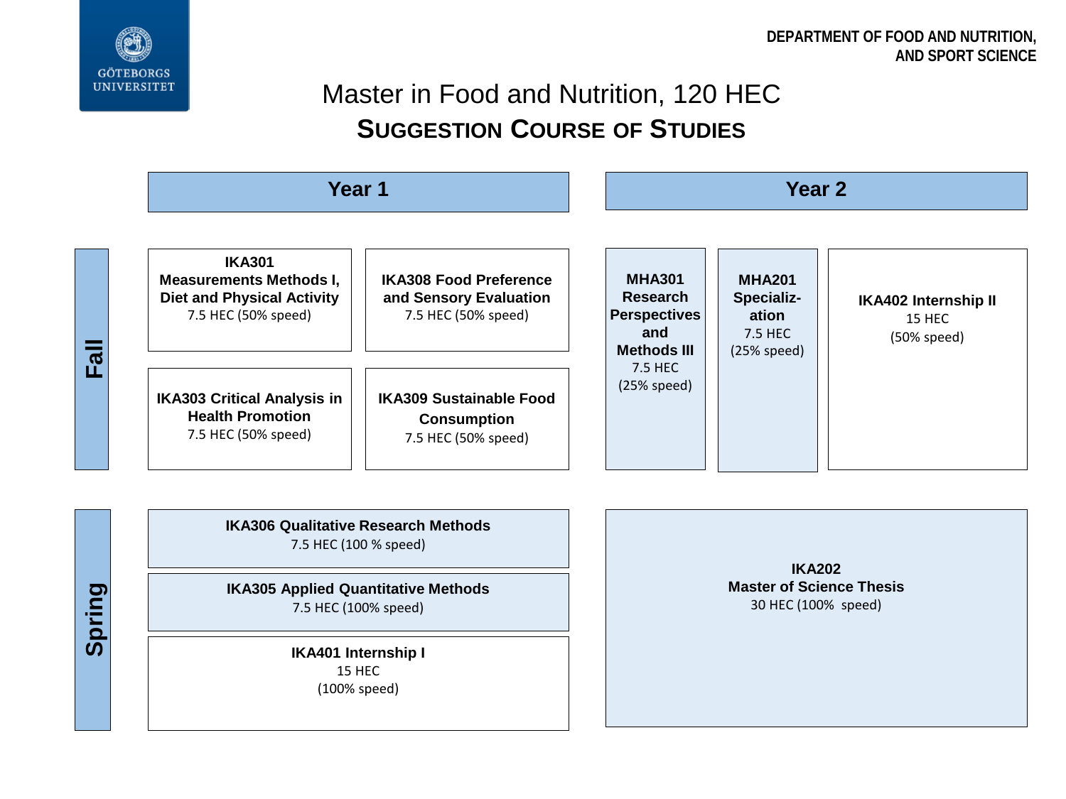DEPARTMENT OF FOOD AND NUTRITION, AND SPORT SCIENCE

# Master in Food and Nutrition, 120 HEC

## SUGGESTION COURSE OF STUDIES

| | Year 1 | | Year 2 | | |
|---|---|---|---|---|---|
| **Fall** | **IKA301 Measurements Methods I, Diet and Physical Activity** 7.5 HEC (50% speed) | **IKA308 Food Preference and Sensory Evaluation** 7.5 HEC (50% speed) | **MHA301 Research Perspectives and Methods III** 7.5 HEC (25% speed) | **MHA201 Specialization** 7.5 HEC (25% speed) | **IKA402 Internship II** 15 HEC (50% speed) |
| | **IKA303 Critical Analysis in Health Promotion** 7.5 HEC (50% speed) | **IKA309 Sustainable Food Consumption** 7.5 HEC (50% speed) | | | |
| **Spring** | **IKA306 Qualitative Research Methods** 7.5 HEC (100 % speed) | | **IKA202 Master of Science Thesis** 30 HEC (100% speed) | | |
| | **IKA305 Applied Quantitative Methods** 7.5 HEC (100% speed) | | | | |
| | **IKA401 Internship I** 15 HEC (100% speed) | | | | |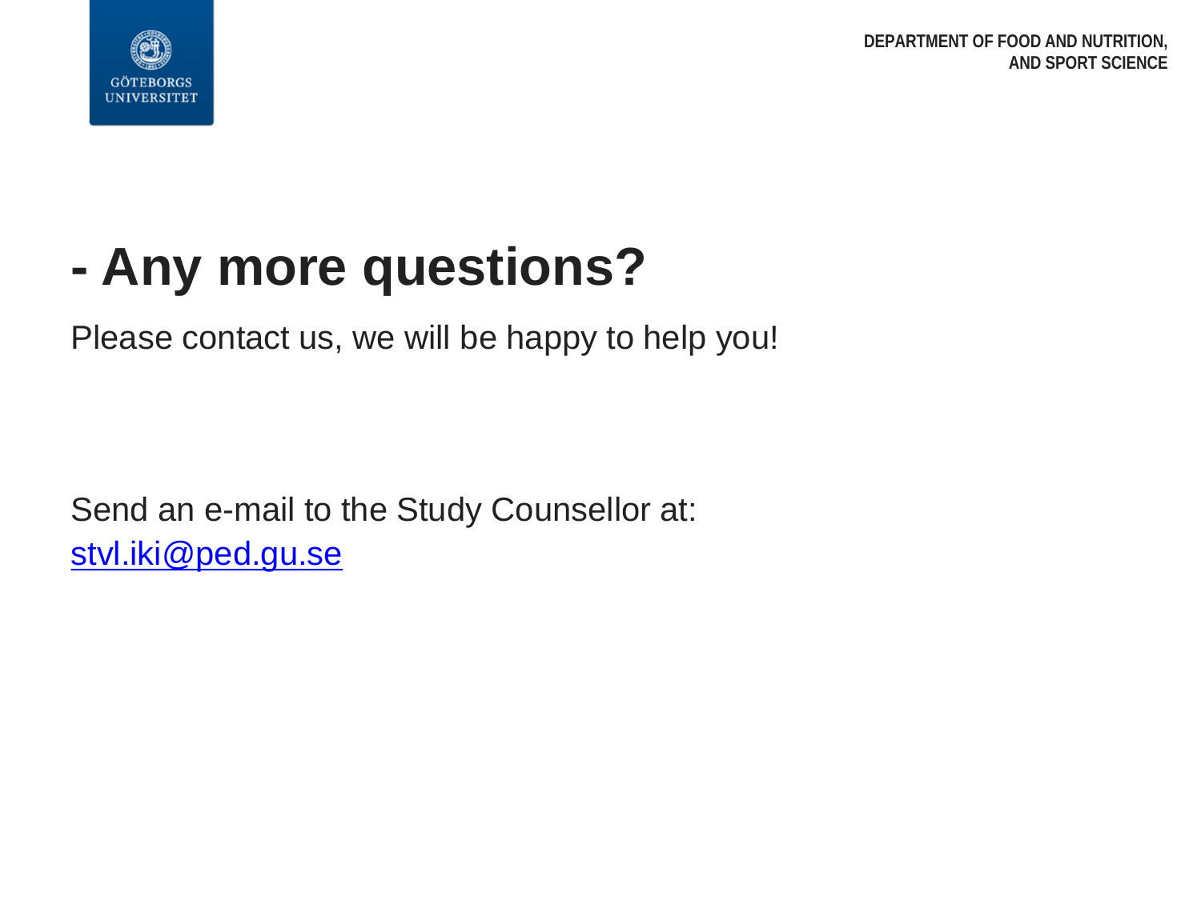# - Any more questions?

Please contact us, we will be happy to help you!

Send an e-mail to the Study Counsellor at:
stvl.iki@ped.gu.se